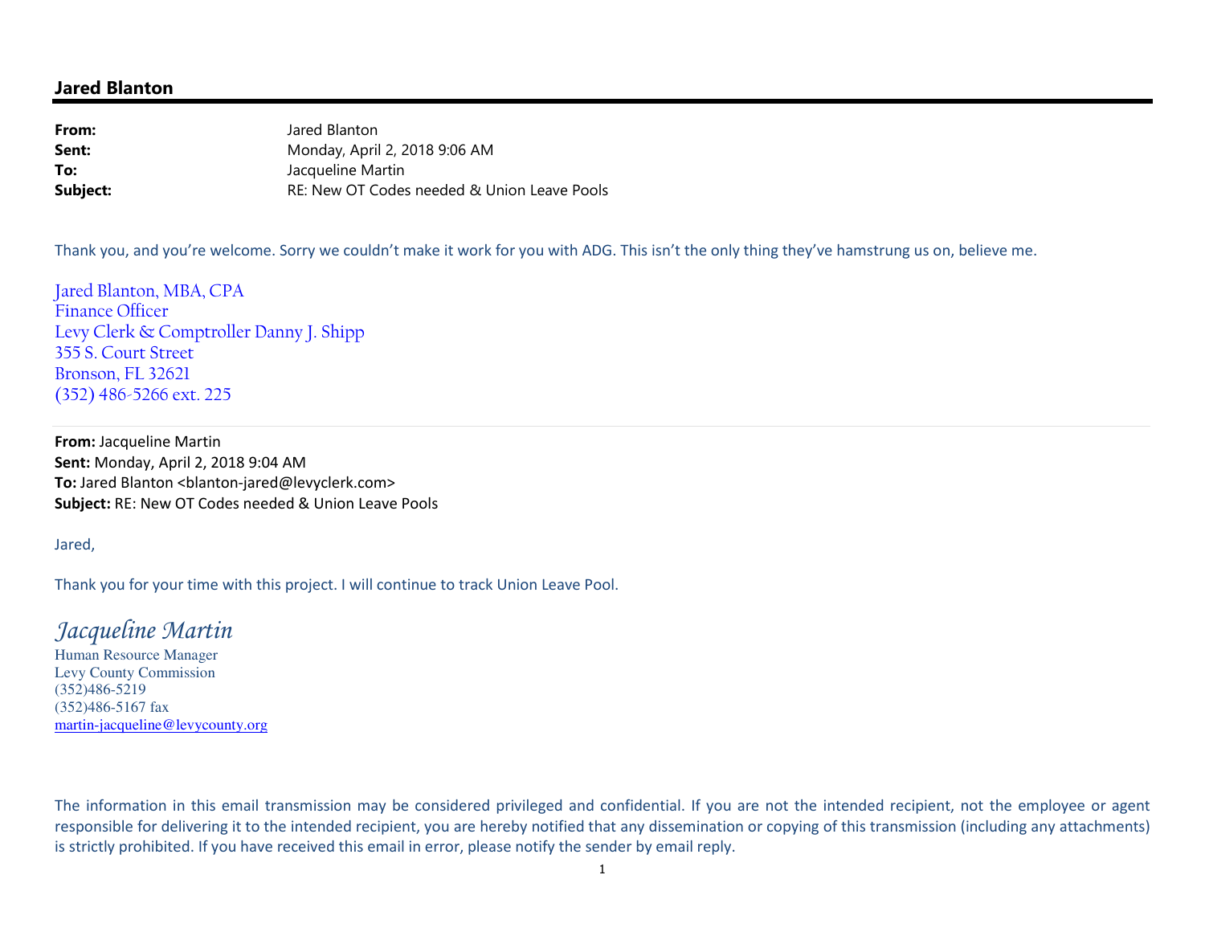## Jared Blanton

**From:** Jared Blanton
**Sent:** Monday, April 2, 2018 9:06 AM
**To:** Jacqueline Martin
**Subject:** RE: New OT Codes needed & Union Leave Pools

Thank you, and you're welcome. Sorry we couldn't make it work for you with ADG. This isn't the only thing they've hamstrung us on, believe me.

Jared Blanton, MBA, CPA
Finance Officer
Levy Clerk & Comptroller Danny J. Shipp
355 S. Court Street
Bronson, FL 32621
(352) 486-5266 ext. 225

---

**From:** Jacqueline Martin
**Sent:** Monday, April 2, 2018 9:04 AM
**To:** Jared Blanton <blanton-jared@levyclerk.com>
**Subject:** RE: New OT Codes needed & Union Leave Pools

Jared,

Thank you for your time with this project. I will continue to track Union Leave Pool.

*Jacqueline Martin*
Human Resource Manager
Levy County Commission
(352)486-5219
(352)486-5167 fax
martin-jacqueline@levycounty.org

The information in this email transmission may be considered privileged and confidential. If you are not the intended recipient, not the employee or agent responsible for delivering it to the intended recipient, you are hereby notified that any dissemination or copying of this transmission (including any attachments) is strictly prohibited. If you have received this email in error, please notify the sender by email reply.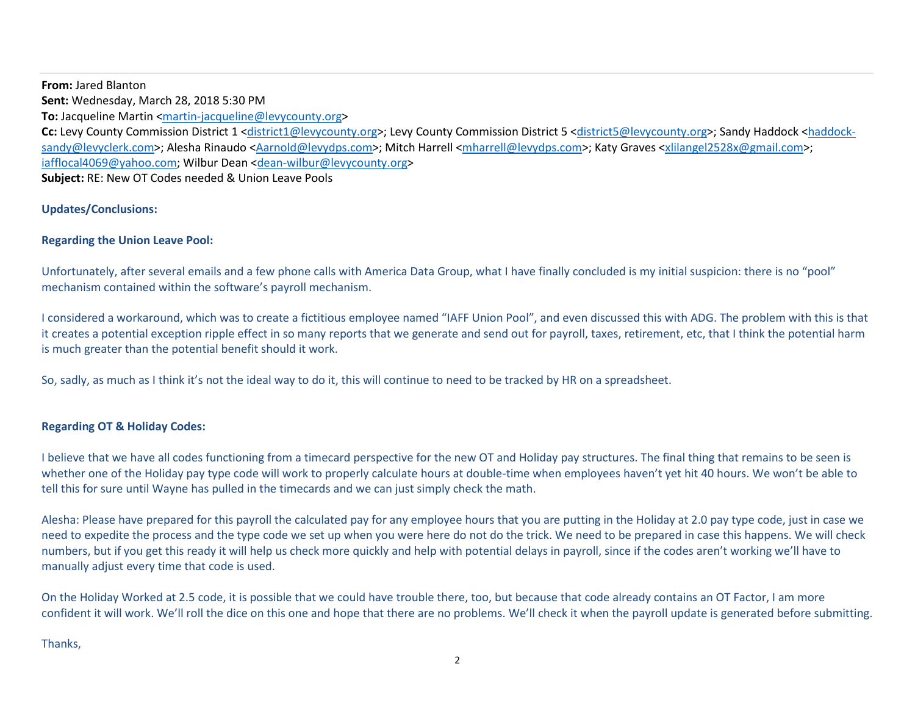**From:** Jared Blanton
**Sent:** Wednesday, March 28, 2018 5:30 PM
**To:** Jacqueline Martin <martin-jacqueline@levycounty.org>
**Cc:** Levy County Commission District 1 <district1@levycounty.org>; Levy County Commission District 5 <district5@levycounty.org>; Sandy Haddock <haddock-sandy@levyclerk.com>; Alesha Rinaudo <Aarnold@levydps.com>; Mitch Harrell <mharrell@levydps.com>; Katy Graves <xlilangel2528x@gmail.com>; iafflocal4069@yahoo.com; Wilbur Dean <dean-wilbur@levycounty.org>
**Subject:** RE: New OT Codes needed & Union Leave Pools

**Updates/Conclusions:**

**Regarding the Union Leave Pool:**

Unfortunately, after several emails and a few phone calls with America Data Group, what I have finally concluded is my initial suspicion: there is no "pool" mechanism contained within the software's payroll mechanism.

I considered a workaround, which was to create a fictitious employee named "IAFF Union Pool", and even discussed this with ADG. The problem with this is that it creates a potential exception ripple effect in so many reports that we generate and send out for payroll, taxes, retirement, etc, that I think the potential harm is much greater than the potential benefit should it work.

So, sadly, as much as I think it's not the ideal way to do it, this will continue to need to be tracked by HR on a spreadsheet.

**Regarding OT & Holiday Codes:**

I believe that we have all codes functioning from a timecard perspective for the new OT and Holiday pay structures. The final thing that remains to be seen is whether one of the Holiday pay type code will work to properly calculate hours at double-time when employees haven't yet hit 40 hours. We won't be able to tell this for sure until Wayne has pulled in the timecards and we can just simply check the math.

Alesha: Please have prepared for this payroll the calculated pay for any employee hours that you are putting in the Holiday at 2.0 pay type code, just in case we need to expedite the process and the type code we set up when you were here do not do the trick. We need to be prepared in case this happens. We will check numbers, but if you get this ready it will help us check more quickly and help with potential delays in payroll, since if the codes aren't working we'll have to manually adjust every time that code is used.

On the Holiday Worked at 2.5 code, it is possible that we could have trouble there, too, but because that code already contains an OT Factor, I am more confident it will work. We'll roll the dice on this one and hope that there are no problems. We'll check it when the payroll update is generated before submitting.

Thanks,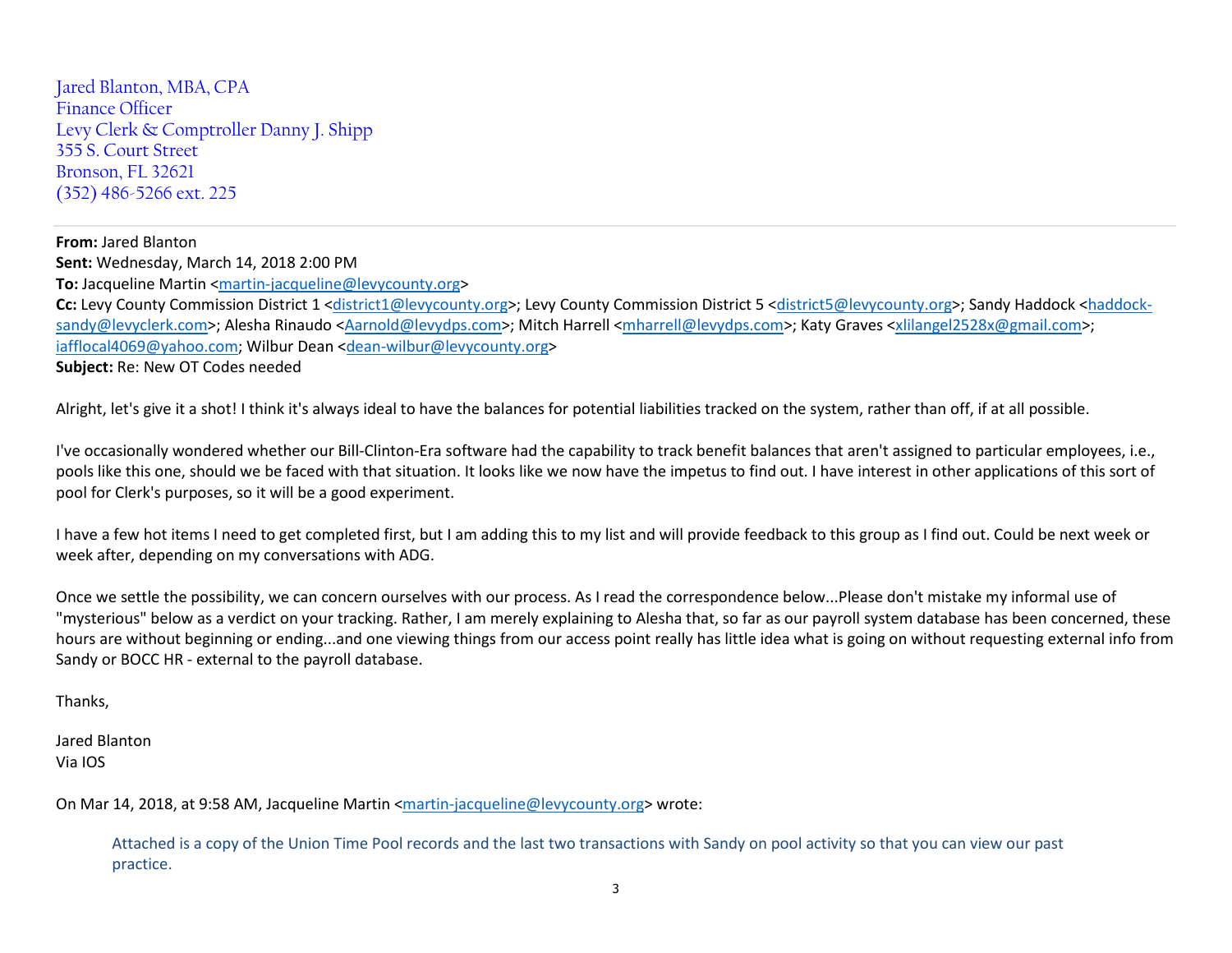Jared Blanton, MBA, CPA
Finance Officer
Levy Clerk & Comptroller Danny J. Shipp
355 S. Court Street
Bronson, FL 32621
(352) 486-5266 ext. 225

---

**From:** Jared Blanton
**Sent:** Wednesday, March 14, 2018 2:00 PM
**To:** Jacqueline Martin <martin-jacqueline@levycounty.org>
**Cc:** Levy County Commission District 1 <district1@levycounty.org>; Levy County Commission District 5 <district5@levycounty.org>; Sandy Haddock <haddock-sandy@levyclerk.com>; Alesha Rinaudo <Aarnold@levydps.com>; Mitch Harrell <mharrell@levydps.com>; Katy Graves <xlilangel2528x@gmail.com>; iafflocal4069@yahoo.com; Wilbur Dean <dean-wilbur@levycounty.org>
**Subject:** Re: New OT Codes needed

Alright, let's give it a shot! I think it's always ideal to have the balances for potential liabilities tracked on the system, rather than off, if at all possible.

I've occasionally wondered whether our Bill-Clinton-Era software had the capability to track benefit balances that aren't assigned to particular employees, i.e., pools like this one, should we be faced with that situation. It looks like we now have the impetus to find out. I have interest in other applications of this sort of pool for Clerk's purposes, so it will be a good experiment.

I have a few hot items I need to get completed first, but I am adding this to my list and will provide feedback to this group as I find out. Could be next week or week after, depending on my conversations with ADG.

Once we settle the possibility, we can concern ourselves with our process. As I read the correspondence below...Please don't mistake my informal use of "mysterious" below as a verdict on your tracking. Rather, I am merely explaining to Alesha that, so far as our payroll system database has been concerned, these hours are without beginning or ending...and one viewing things from our access point really has little idea what is going on without requesting external info from Sandy or BOCC HR - external to the payroll database.

Thanks,

Jared Blanton
Via IOS

On Mar 14, 2018, at 9:58 AM, Jacqueline Martin <martin-jacqueline@levycounty.org> wrote:

> Attached is a copy of the Union Time Pool records and the last two transactions with Sandy on pool activity so that you can view our past practice.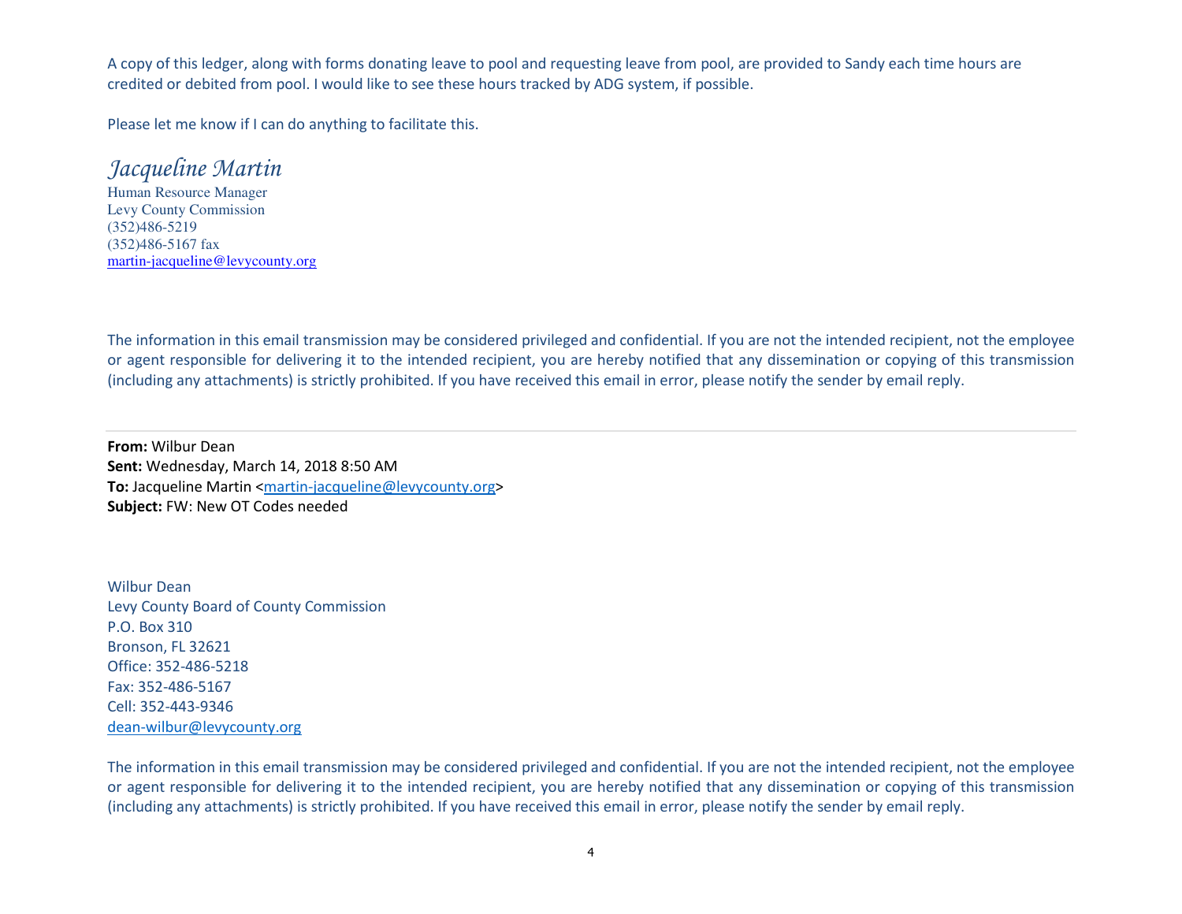A copy of this ledger, along with forms donating leave to pool and requesting leave from pool, are provided to Sandy each time hours are credited or debited from pool. I would like to see these hours tracked by ADG system, if possible.

Please let me know if I can do anything to facilitate this.

*Jacqueline Martin*
Human Resource Manager
Levy County Commission
(352)486-5219
(352)486-5167 fax
martin-jacqueline@levycounty.org

The information in this email transmission may be considered privileged and confidential. If you are not the intended recipient, not the employee or agent responsible for delivering it to the intended recipient, you are hereby notified that any dissemination or copying of this transmission (including any attachments) is strictly prohibited. If you have received this email in error, please notify the sender by email reply.

---

**From:** Wilbur Dean
**Sent:** Wednesday, March 14, 2018 8:50 AM
**To:** Jacqueline Martin <martin-jacqueline@levycounty.org>
**Subject:** FW: New OT Codes needed

Wilbur Dean
Levy County Board of County Commission
P.O. Box 310
Bronson, FL 32621
Office: 352-486-5218
Fax: 352-486-5167
Cell: 352-443-9346
dean-wilbur@levycounty.org

The information in this email transmission may be considered privileged and confidential. If you are not the intended recipient, not the employee or agent responsible for delivering it to the intended recipient, you are hereby notified that any dissemination or copying of this transmission (including any attachments) is strictly prohibited. If you have received this email in error, please notify the sender by email reply.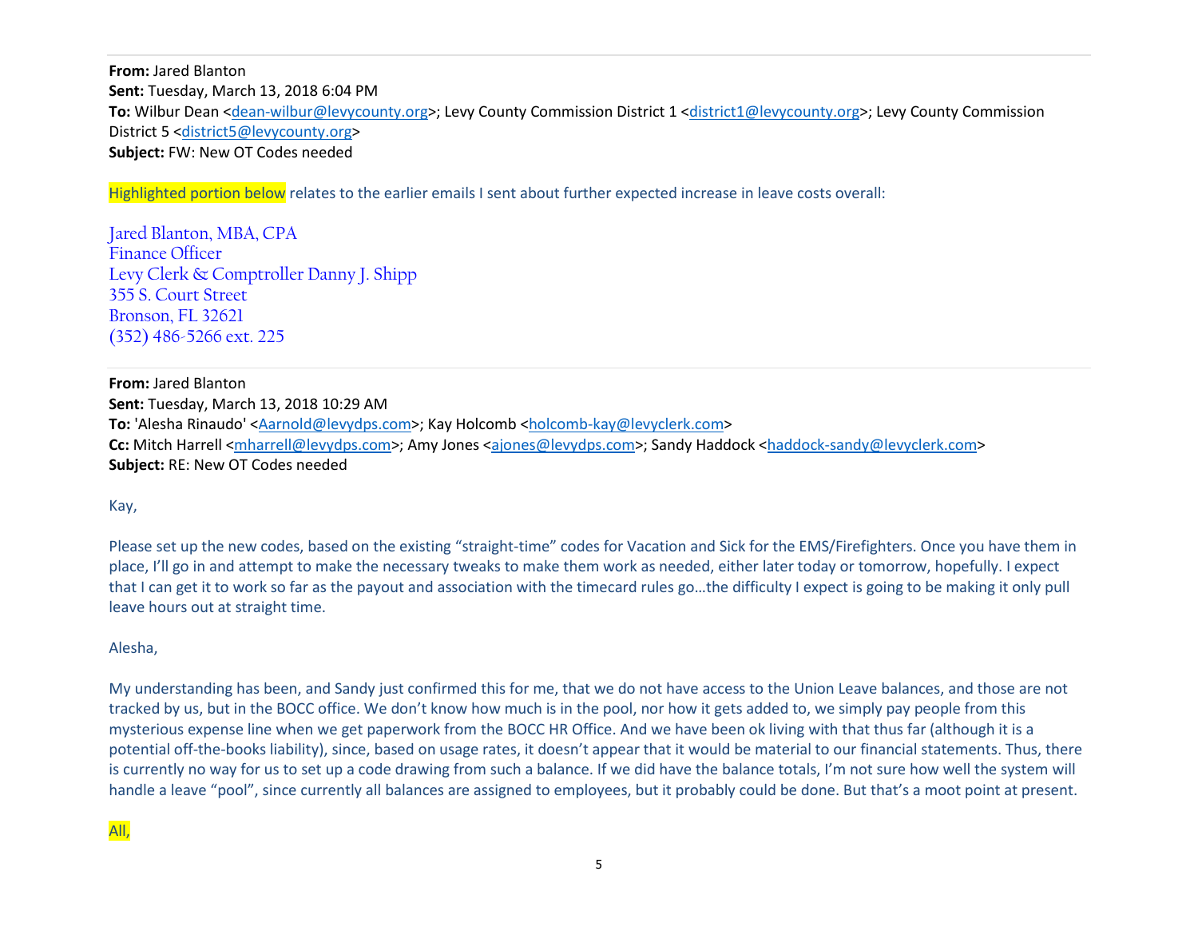**From:** Jared Blanton
**Sent:** Tuesday, March 13, 2018 6:04 PM
**To:** Wilbur Dean <dean-wilbur@levycounty.org>; Levy County Commission District 1 <district1@levycounty.org>; Levy County Commission District 5 <district5@levycounty.org>
**Subject:** FW: New OT Codes needed

Highlighted portion below relates to the earlier emails I sent about further expected increase in leave costs overall:

Jared Blanton, MBA, CPA
Finance Officer
Levy Clerk & Comptroller Danny J. Shipp
355 S. Court Street
Bronson, FL 32621
(352) 486-5266 ext. 225

---

**From:** Jared Blanton
**Sent:** Tuesday, March 13, 2018 10:29 AM
**To:** 'Alesha Rinaudo' <Aarnold@levydps.com>; Kay Holcomb <holcomb-kay@levyclerk.com>
**Cc:** Mitch Harrell <mharrell@levydps.com>; Amy Jones <ajones@levydps.com>; Sandy Haddock <haddock-sandy@levyclerk.com>
**Subject:** RE: New OT Codes needed

Kay,

Please set up the new codes, based on the existing "straight-time" codes for Vacation and Sick for the EMS/Firefighters. Once you have them in place, I'll go in and attempt to make the necessary tweaks to make them work as needed, either later today or tomorrow, hopefully. I expect that I can get it to work so far as the payout and association with the timecard rules go…the difficulty I expect is going to be making it only pull leave hours out at straight time.

Alesha,

My understanding has been, and Sandy just confirmed this for me, that we do not have access to the Union Leave balances, and those are not tracked by us, but in the BOCC office. We don't know how much is in the pool, nor how it gets added to, we simply pay people from this mysterious expense line when we get paperwork from the BOCC HR Office. And we have been ok living with that thus far (although it is a potential off-the-books liability), since, based on usage rates, it doesn't appear that it would be material to our financial statements. Thus, there is currently no way for us to set up a code drawing from such a balance. If we did have the balance totals, I'm not sure how well the system will handle a leave "pool", since currently all balances are assigned to employees, but it probably could be done. But that's a moot point at present.

All,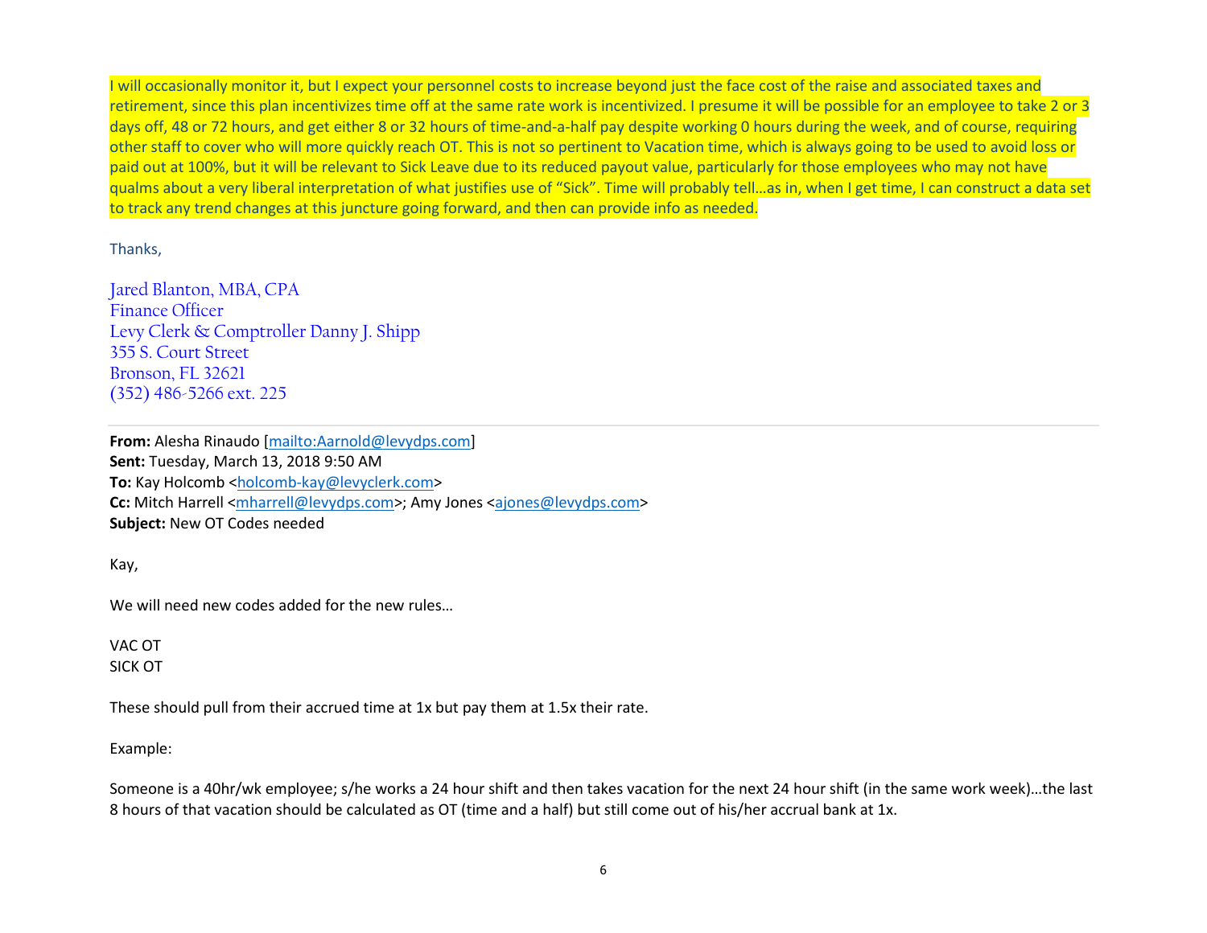I will occasionally monitor it, but I expect your personnel costs to increase beyond just the face cost of the raise and associated taxes and retirement, since this plan incentivizes time off at the same rate work is incentivized. I presume it will be possible for an employee to take 2 or 3 days off, 48 or 72 hours, and get either 8 or 32 hours of time-and-a-half pay despite working 0 hours during the week, and of course, requiring other staff to cover who will more quickly reach OT. This is not so pertinent to Vacation time, which is always going to be used to avoid loss or paid out at 100%, but it will be relevant to Sick Leave due to its reduced payout value, particularly for those employees who may not have qualms about a very liberal interpretation of what justifies use of "Sick". Time will probably tell…as in, when I get time, I can construct a data set to track any trend changes at this juncture going forward, and then can provide info as needed.

Thanks,

Jared Blanton, MBA, CPA
Finance Officer
Levy Clerk & Comptroller Danny J. Shipp
355 S. Court Street
Bronson, FL 32621
(352) 486-5266 ext. 225

---

**From:** Alesha Rinaudo [mailto:Aarnold@levydps.com]
**Sent:** Tuesday, March 13, 2018 9:50 AM
**To:** Kay Holcomb <holcomb-kay@levyclerk.com>
**Cc:** Mitch Harrell <mharrell@levydps.com>; Amy Jones <ajones@levydps.com>
**Subject:** New OT Codes needed

Kay,

We will need new codes added for the new rules…

VAC OT
SICK OT

These should pull from their accrued time at 1x but pay them at 1.5x their rate.

Example:

Someone is a 40hr/wk employee; s/he works a 24 hour shift and then takes vacation for the next 24 hour shift (in the same work week)…the last 8 hours of that vacation should be calculated as OT (time and a half) but still come out of his/her accrual bank at 1x.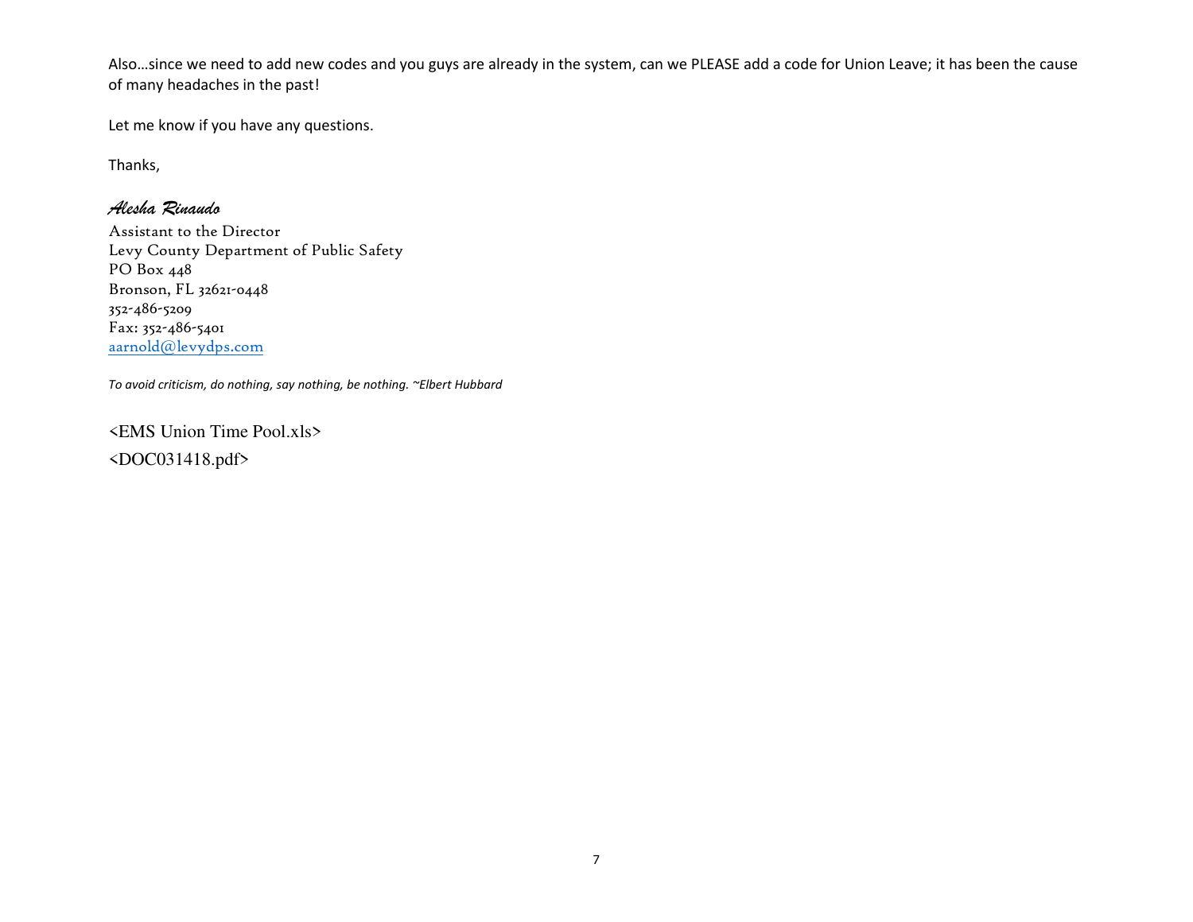Also…since we need to add new codes and you guys are already in the system, can we PLEASE add a code for Union Leave; it has been the cause of many headaches in the past!

Let me know if you have any questions.

Thanks,

*Alesha Rinaudo*
Assistant to the Director
Levy County Department of Public Safety
PO Box 448
Bronson, FL 32621-0448
352-486-5209
Fax: 352-486-5401
aarnold@levydps.com

*To avoid criticism, do nothing, say nothing, be nothing. ~Elbert Hubbard*

<EMS Union Time Pool.xls>
<DOC031418.pdf>